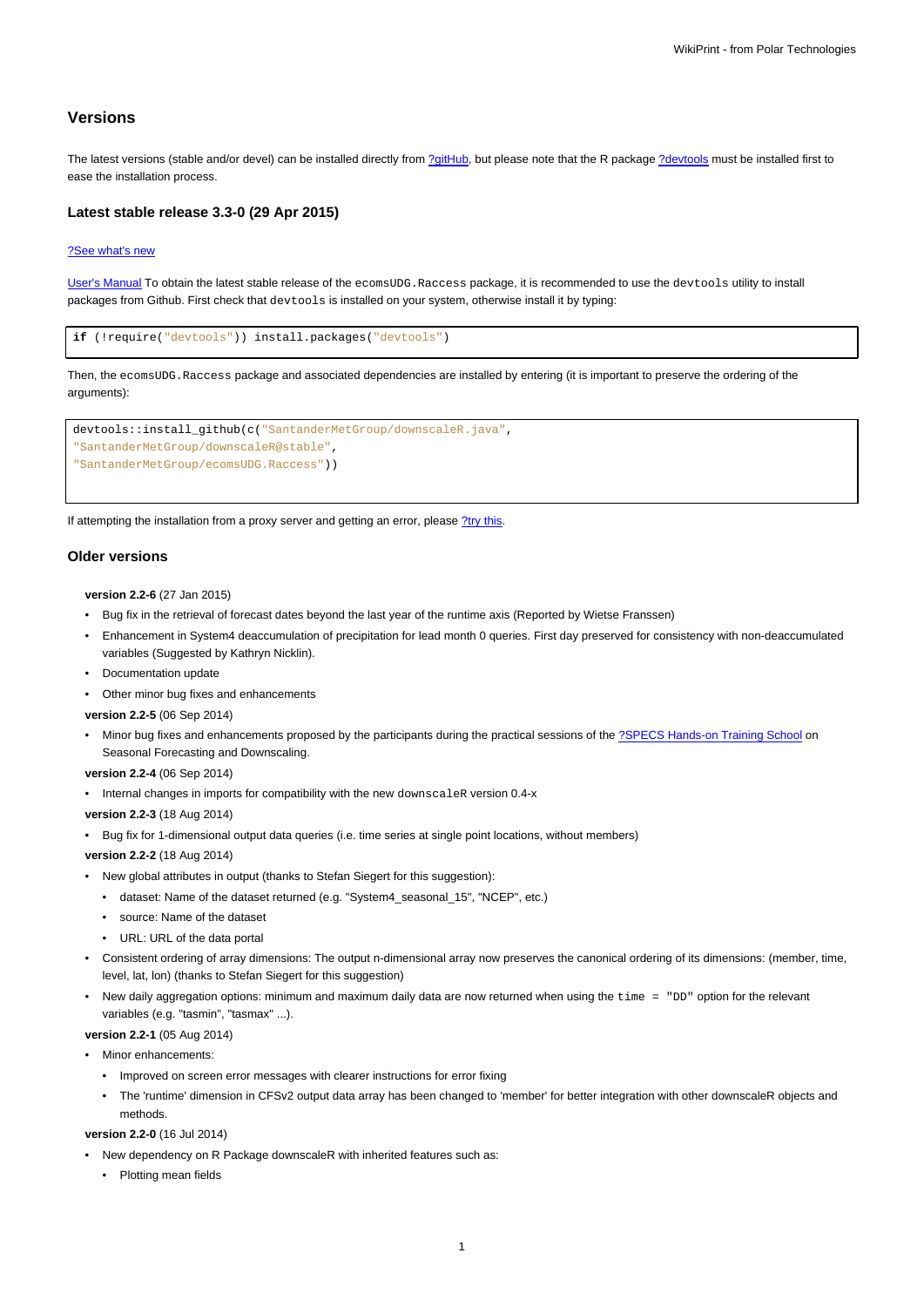## Versions

The latest versions (stable and/or devel) can be installed directly from ?gitHub, but please note that the R package ?devtools must be installed first to ease the installation process.

### Latest stable release 3.3-0 (29 Apr 2015)

?See what's new

User's Manual To obtain the latest stable release of the `ecomsUDG.Raccess` package, it is recommended to use the `devtools` utility to install packages from Github. First check that `devtools` is installed on your system, otherwise install it by typing:

```
if (!require("devtools")) install.packages("devtools")
```

Then, the `ecomsUDG.Raccess` package and associated dependencies are installed by entering (it is important to preserve the ordering of the arguments):

```
devtools::install_github(c("SantanderMetGroup/downscaleR.java",
"SantanderMetGroup/downscaleR@stable",
"SantanderMetGroup/ecomsUDG.Raccess"))
```

If attempting the installation from a proxy server and getting an error, please ?try this.

### Older versions

**version 2.2-6** (27 Jan 2015)

- Bug fix in the retrieval of forecast dates beyond the last year of the runtime axis (Reported by Wietse Franssen)
- Enhancement in System4 deaccumulation of precipitation for lead month 0 queries. First day preserved for consistency with non-deaccumulated variables (Suggested by Kathryn Nicklin).
- Documentation update
- Other minor bug fixes and enhancements

**version 2.2-5** (06 Sep 2014)

- Minor bug fixes and enhancements proposed by the participants during the practical sessions of the ?SPECS Hands-on Training School on Seasonal Forecasting and Downscaling.

**version 2.2-4** (06 Sep 2014)

- Internal changes in imports for compatibility with the new `downscaleR` version 0.4-x

**version 2.2-3** (18 Aug 2014)

- Bug fix for 1-dimensional output data queries (i.e. time series at single point locations, without members)

**version 2.2-2** (18 Aug 2014)

- New global attributes in output (thanks to Stefan Siegert for this suggestion):
  - dataset: Name of the dataset returned (e.g. "System4_seasonal_15", "NCEP", etc.)
  - source: Name of the dataset
  - URL: URL of the data portal
- Consistent ordering of array dimensions: The output n-dimensional array now preserves the canonical ordering of its dimensions: (member, time, level, lat, lon) (thanks to Stefan Siegert for this suggestion)
- New daily aggregation options: minimum and maximum daily data are now returned when using the `time = "DD"` option for the relevant variables (e.g. "tasmin", "tasmax" ...).

**version 2.2-1** (05 Aug 2014)

- Minor enhancements:
  - Improved on screen error messages with clearer instructions for error fixing
  - The 'runtime' dimension in CFSv2 output data array has been changed to 'member' for better integration with other downscaleR objects and methods.

**version 2.2-0** (16 Jul 2014)

- New dependency on R Package downscaleR with inherited features such as:
  - Plotting mean fields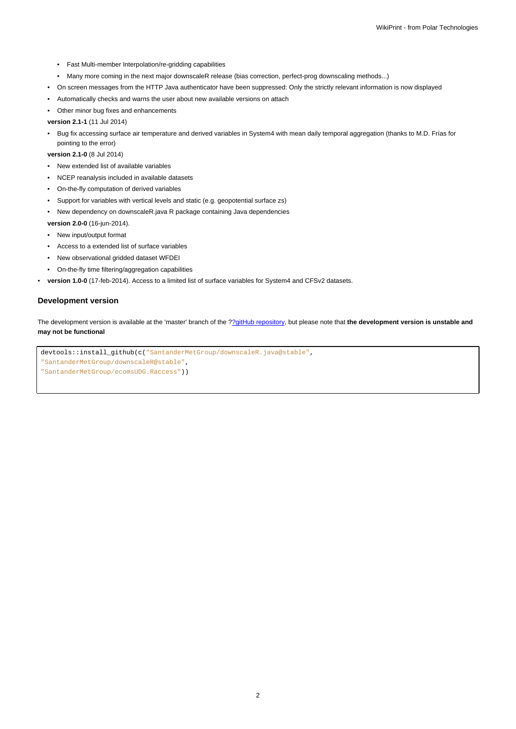- Fast Multi-member Interpolation/re-gridding capabilities
    - Many more coming in the next major downscaleR release (bias correction, perfect-prog downscaling methods...)
  - On screen messages from the HTTP Java authenticator have been suppressed: Only the strictly relevant information is now displayed
  - Automatically checks and warns the user about new available versions on attach
  - Other minor bug fixes and enhancements

  **version 2.1-1** (11 Jul 2014)

  - Bug fix accessing surface air temperature and derived variables in System4 with mean daily temporal aggregation (thanks to M.D. Frías for pointing to the error)

  **version 2.1-0** (8 Jul 2014)

  - New extended list of available variables
  - NCEP reanalysis included in available datasets
  - On-the-fly computation of derived variables
  - Support for variables with vertical levels and static (e.g. geopotential surface zs)
  - New dependency on downscaleR.java R package containing Java dependencies

  **version 2.0-0** (16-jun-2014).

  - New input/output format
  - Access to a extended list of surface variables
  - New observational gridded dataset WFDEI
  - On-the-fly time filtering/aggregation capabilities
- **version 1.0-0** (17-feb-2014). Access to a limited list of surface variables for System4 and CFSv2 datasets.

### Development version

The development version is available at the 'master' branch of the ??gitHub repository, but please note that **the development version is unstable and may not be functional**

```
devtools::install_github(c("SantanderMetGroup/downscaleR.java@stable",
"SantanderMetGroup/downscaleR@stable",
"SantanderMetGroup/ecomsUDG.Raccess"))
```